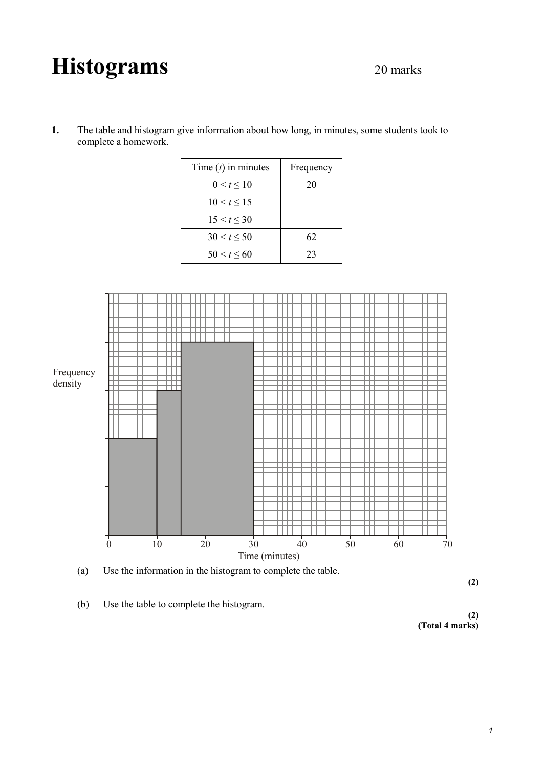# Histograms

20 marks

**1.** The table and histogram give information about how long, in minutes, some students took to complete a homework.

| Time ($t$) in minutes | Frequency |
|---|---|
| $0 < t \leq 10$ | 20 |
| $10 < t \leq 15$ | |
| $15 < t \leq 30$ | |
| $30 < t \leq 50$ | 62 |
| $50 < t \leq 60$ | 23 |

Frequency density

0
10
20
30
40
50
60
70

Time (minutes)

(a) Use the information in the histogram to complete the table.

**(2)**

(b) Use the table to complete the histogram.

**(2)**

**(Total 4 marks)**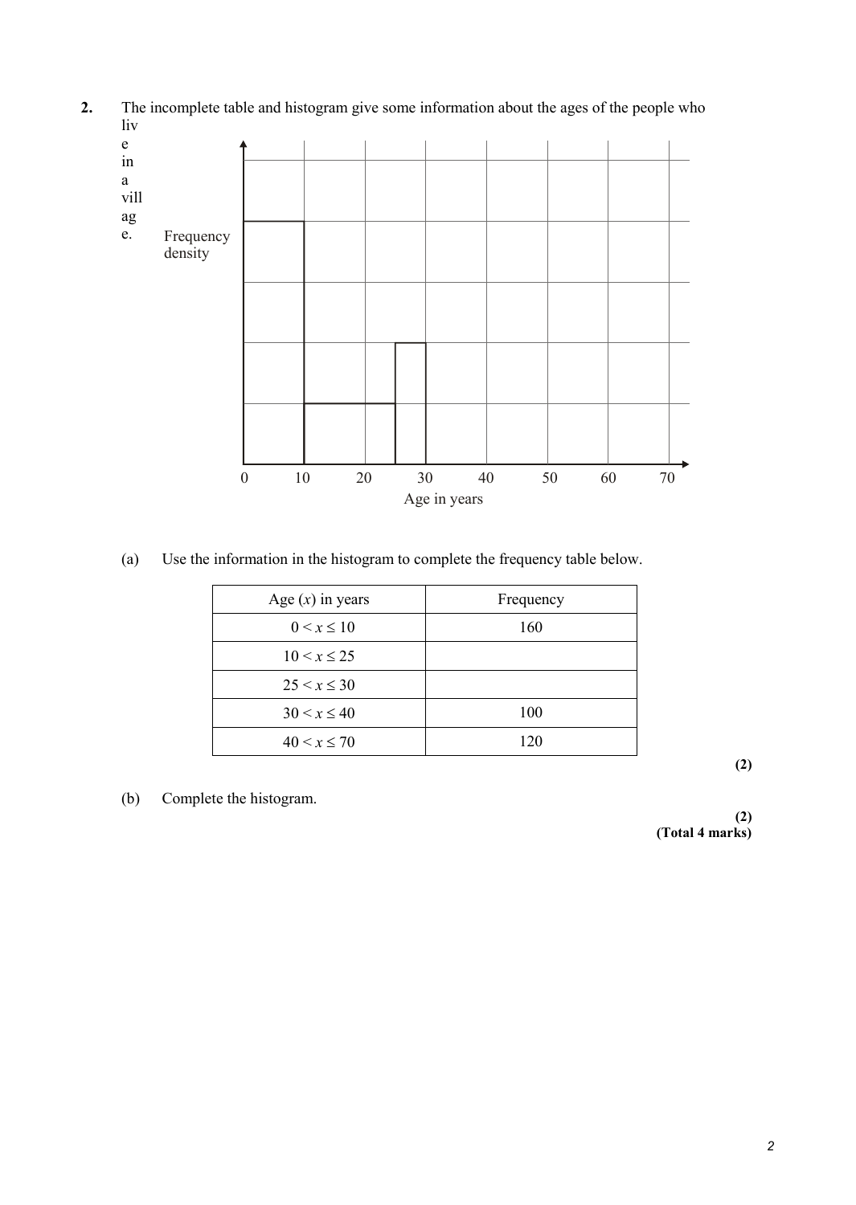**2.** The incomplete table and histogram give some information about the ages of the people who live in a village.

Frequency density

0
10
20
30
40
50
60
70

Age in years

(a) Use the information in the histogram to complete the frequency table below.

| Age ($x$) in years | Frequency |
|---|---|
| $0 < x \leq 10$ | 160 |
| $10 < x \leq 25$ | |
| $25 < x \leq 30$ | |
| $30 < x \leq 40$ | 100 |
| $40 < x \leq 70$ | 120 |

**(2)**

(b) Complete the histogram.

**(2)**
**(Total 4 marks)**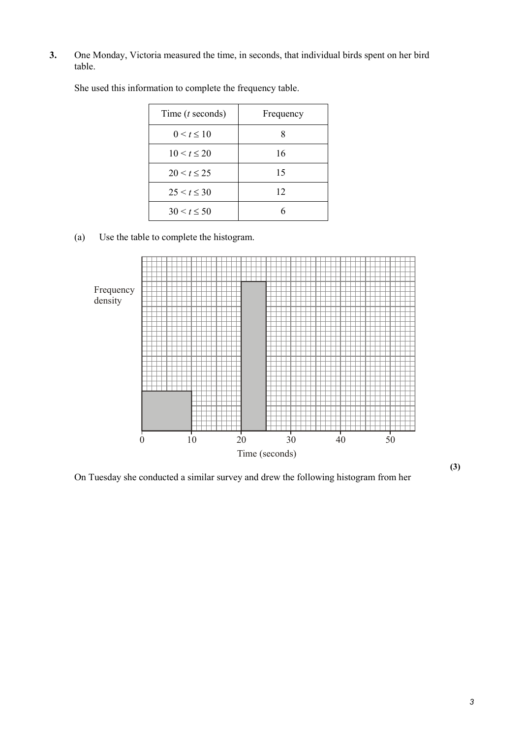**3.** One Monday, Victoria measured the time, in seconds, that individual birds spent on her bird table.

She used this information to complete the frequency table.

| Time ($t$ seconds) | Frequency |
|---|---|
| $0 < t \leq 10$ | 8 |
| $10 < t \leq 20$ | 16 |
| $20 < t \leq 25$ | 15 |
| $25 < t \leq 30$ | 12 |
| $30 < t \leq 50$ | 6 |

(a) Use the table to complete the histogram.

Frequency density

0 10 20 30 40 50

Time (seconds)

**(3)**

On Tuesday she conducted a similar survey and drew the following histogram from her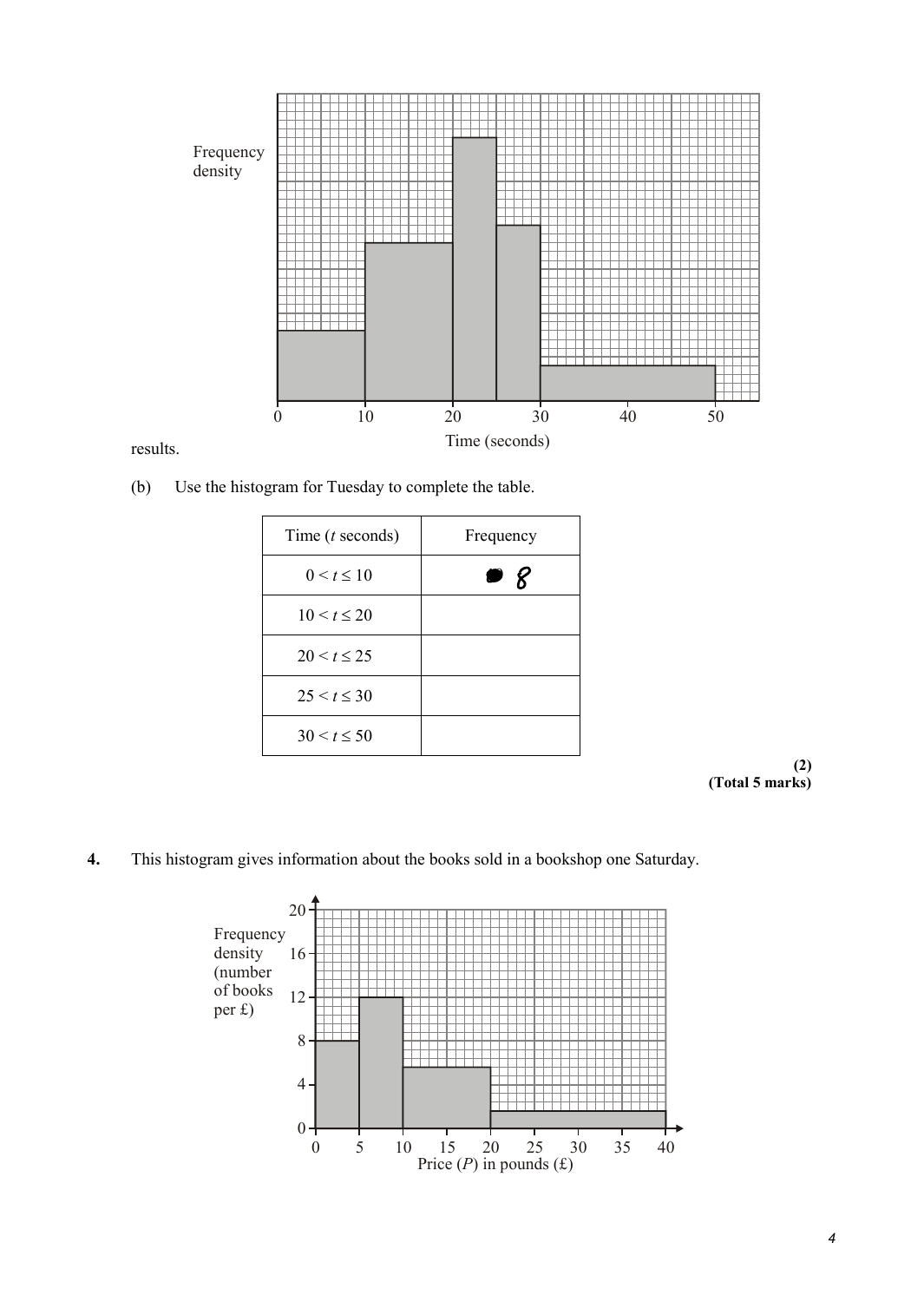Frequency density

Time (seconds)

results.

(b) Use the histogram for Tuesday to complete the table.

| Time ($t$ seconds) | Frequency |
|---|---|
| $0 < t \leq 10$ | 8 |
| $10 < t \leq 20$ | |
| $20 < t \leq 25$ | |
| $25 < t \leq 30$ | |
| $30 < t \leq 50$ | |

**(2)**
**(Total 5 marks)**

**4.** This histogram gives information about the books sold in a bookshop one Saturday.

Frequency density (number of books per £)

Price ($P$) in pounds (£)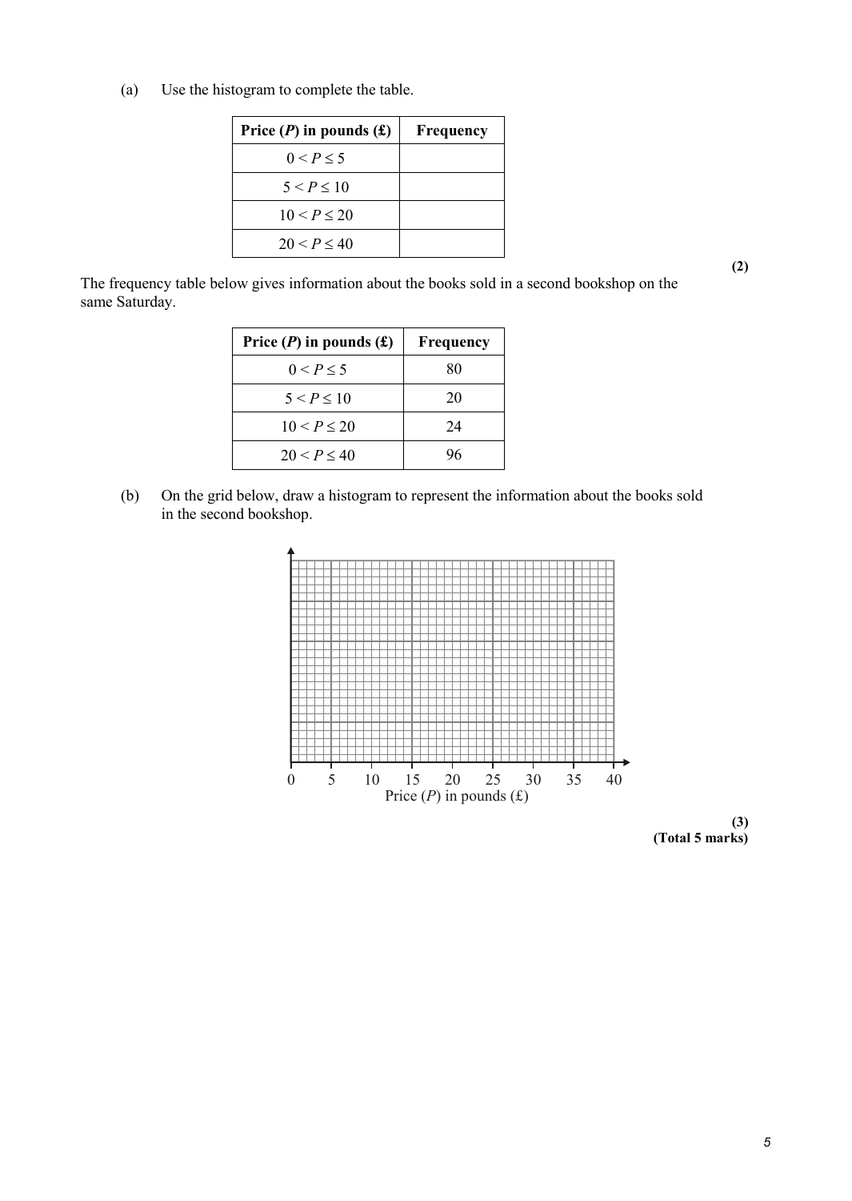(a) Use the histogram to complete the table.

| Price ($P$) in pounds (£) | Frequency |
|---|---|
| $0 < P \leq 5$ | |
| $5 < P \leq 10$ | |
| $10 < P \leq 20$ | |
| $20 < P \leq 40$ | |

**(2)**

The frequency table below gives information about the books sold in a second bookshop on the same Saturday.

| Price ($P$) in pounds (£) | Frequency |
|---|---|
| $0 < P \leq 5$ | 80 |
| $5 < P \leq 10$ | 20 |
| $10 < P \leq 20$ | 24 |
| $20 < P \leq 40$ | 96 |

(b) On the grid below, draw a histogram to represent the information about the books sold in the second bookshop.

0 5 10 15 20 25 30 35 40

Price ($P$) in pounds (£)

**(3)**

**(Total 5 marks)**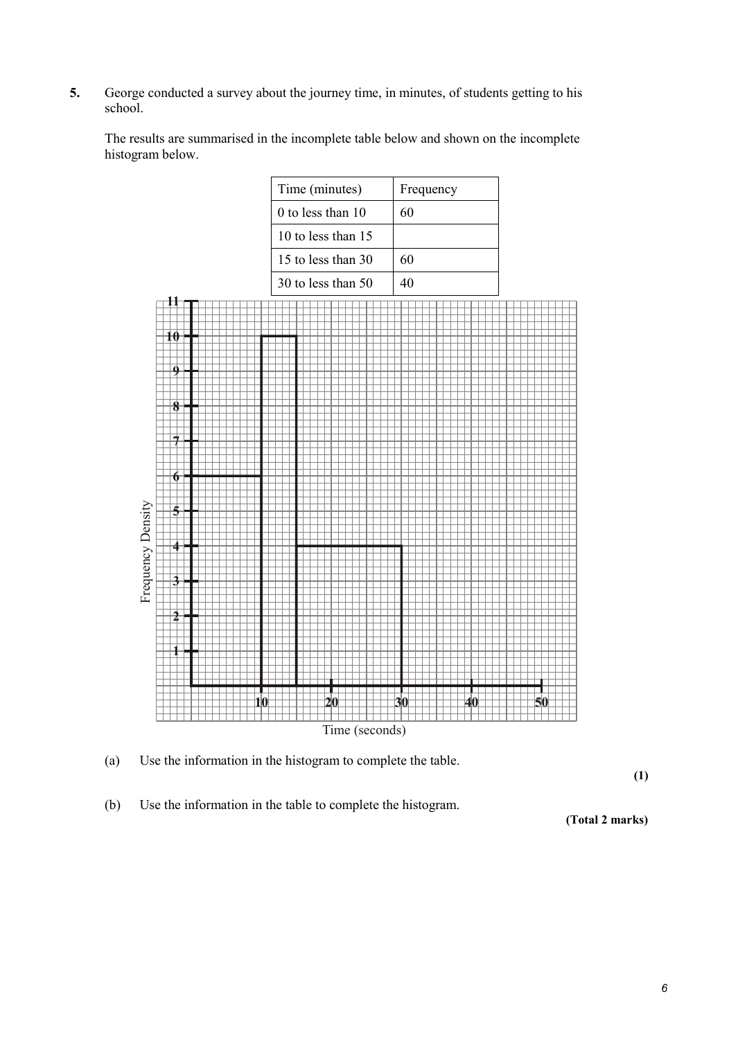**5.** George conducted a survey about the journey time, in minutes, of students getting to his school.

The results are summarised in the incomplete table below and shown on the incomplete histogram below.

| Time (minutes) | Frequency |
|---|---|
| 0 to less than 10 | 60 |
| 10 to less than 15 | |
| 15 to less than 30 | 60 |
| 30 to less than 50 | 40 |

Frequency Density

11
10
9
8
7
6
5
4
3
2
1

10 20 30 40 50

Time (seconds)

(a) Use the information in the histogram to complete the table.

**(1)**

(b) Use the information in the table to complete the histogram.

**(Total 2 marks)**